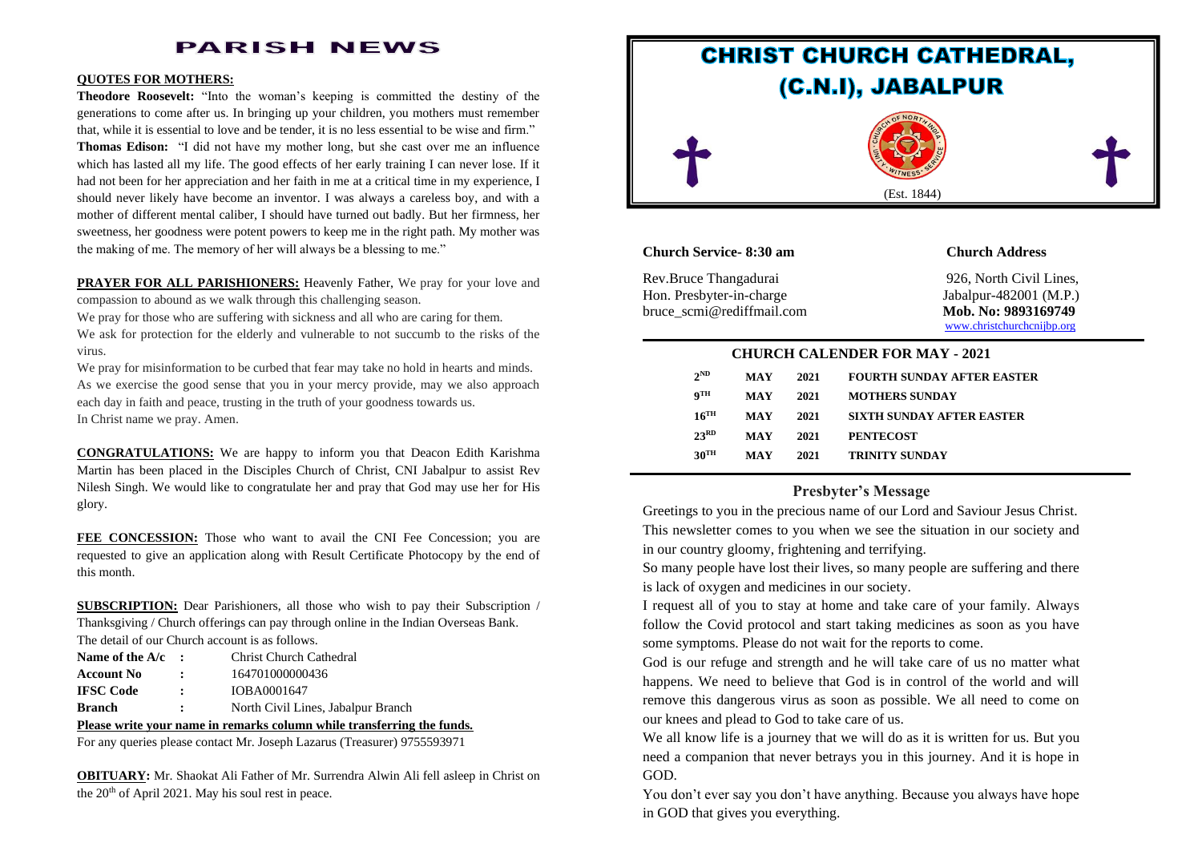# PARISH NEWS

**QUOTES FOR MOTHERS:**

**Theodore Roosevelt:** "Into the woman's keeping is committed the destiny of the generations to come after us. In bringing up your children, you mothers must remember that, while it is essential to love and be tender, it is no less essential to be wise and firm."

**Thomas Edison:** "I did not have my mother long, but she cast over me an influence which has lasted all my life. The good effects of her early training I can never lose. If it had not been for her appreciation and her faith in me at a critical time in my experience, I should never likely have become an inventor. I was always a careless boy, and with a mother of different mental caliber, I should have turned out badly. But her firmness, her sweetness, her goodness were potent powers to keep me in the right path. My mother was the making of me. The memory of her will always be a blessing to me."

**PRAYER FOR ALL PARISHIONERS:** Heavenly Father, We pray for your love and compassion to abound as we walk through this challenging season.

We pray for those who are suffering with sickness and all who are caring for them.

We ask for protection for the elderly and vulnerable to not succumb to the risks of the virus.

We pray for misinformation to be curbed that fear may take no hold in hearts and minds.

As we exercise the good sense that you in your mercy provide, may we also approach each day in faith and peace, trusting in the truth of your goodness towards us.

In Christ name we pray. Amen.

**CONGRATULATIONS:** We are happy to inform you that Deacon Edith Karishma Martin has been placed in the Disciples Church of Christ, CNI Jabalpur to assist Rev Nilesh Singh. We would like to congratulate her and pray that God may use her for His glory.

**FEE CONCESSION:** Those who want to avail the CNI Fee Concession; you are requested to give an application along with Result Certificate Photocopy by the end of this month.

**SUBSCRIPTION:** Dear Parishioners, all those who wish to pay their Subscription / Thanksgiving / Church offerings can pay through online in the Indian Overseas Bank. The detail of our Church account is as follows.

| | | |
|---|---|---|
| **Name of the A/c** | : | Christ Church Cathedral |
| **Account No** | : | 164701000000436 |
| **IFSC Code** | : | IOBA0001647 |
| **Branch** | : | North Civil Lines, Jabalpur Branch |

**Please write your name in remarks column while transferring the funds.**

For any queries please contact Mr. Joseph Lazarus (Treasurer) 9755593971

**OBITUARY:** Mr. Shaokat Ali Father of Mr. Surrendra Alwin Ali fell asleep in Christ on the 20th of April 2021. May his soul rest in peace.

# CHRIST CHURCH CATHEDRAL, (C.N.I), JABALPUR

(Est. 1844)

**Church Service- 8:30 am**

Rev.Bruce Thangadurai
Hon. Presbyter-in-charge
bruce_scmi@rediffmail.com

**Church Address**

926, North Civil Lines,
Jabalpur-482001 (M.P.)
**Mob. No: 9893169749**
www.christchurchcnijbp.org

## CHURCH CALENDER FOR MAY - 2021

| | | | |
|---|---|---|---|
| 2ND | MAY | 2021 | FOURTH SUNDAY AFTER EASTER |
| 9TH | MAY | 2021 | MOTHERS SUNDAY |
| 16TH | MAY | 2021 | SIXTH SUNDAY AFTER EASTER |
| 23RD | MAY | 2021 | PENTECOST |
| 30TH | MAY | 2021 | TRINITY SUNDAY |

## Presbyter's Message

Greetings to you in the precious name of our Lord and Saviour Jesus Christ. This newsletter comes to you when we see the situation in our society and in our country gloomy, frightening and terrifying.

So many people have lost their lives, so many people are suffering and there is lack of oxygen and medicines in our society.

I request all of you to stay at home and take care of your family. Always follow the Covid protocol and start taking medicines as soon as you have some symptoms. Please do not wait for the reports to come.

God is our refuge and strength and he will take care of us no matter what happens. We need to believe that God is in control of the world and will remove this dangerous virus as soon as possible. We all need to come on our knees and plead to God to take care of us.

We all know life is a journey that we will do as it is written for us. But you need a companion that never betrays you in this journey. And it is hope in GOD.

You don't ever say you don't have anything. Because you always have hope in GOD that gives you everything.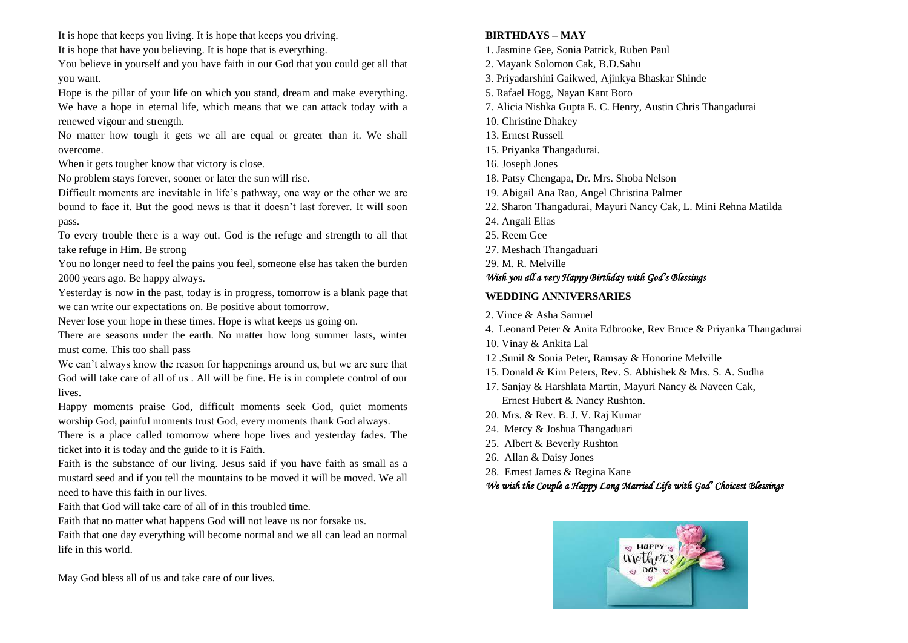It is hope that keeps you living. It is hope that keeps you driving.

It is hope that have you believing. It is hope that is everything.

You believe in yourself and you have faith in our God that you could get all that you want.

Hope is the pillar of your life on which you stand, dream and make everything. We have a hope in eternal life, which means that we can attack today with a renewed vigour and strength.

No matter how tough it gets we all are equal or greater than it. We shall overcome.

When it gets tougher know that victory is close.

No problem stays forever, sooner or later the sun will rise.

Difficult moments are inevitable in life's pathway, one way or the other we are bound to face it. But the good news is that it doesn't last forever. It will soon pass.

To every trouble there is a way out. God is the refuge and strength to all that take refuge in Him. Be strong

You no longer need to feel the pains you feel, someone else has taken the burden 2000 years ago. Be happy always.

Yesterday is now in the past, today is in progress, tomorrow is a blank page that we can write our expectations on. Be positive about tomorrow.

Never lose your hope in these times. Hope is what keeps us going on.

There are seasons under the earth. No matter how long summer lasts, winter must come. This too shall pass

We can't always know the reason for happenings around us, but we are sure that God will take care of all of us . All will be fine. He is in complete control of our lives.

Happy moments praise God, difficult moments seek God, quiet moments worship God, painful moments trust God, every moments thank God always.

There is a place called tomorrow where hope lives and yesterday fades. The ticket into it is today and the guide to it is Faith.

Faith is the substance of our living. Jesus said if you have faith as small as a mustard seed and if you tell the mountains to be moved it will be moved. We all need to have this faith in our lives.

Faith that God will take care of all of in this troubled time.

Faith that no matter what happens God will not leave us nor forsake us.

Faith that one day everything will become normal and we all can lead an normal life in this world.

May God bless all of us and take care of our lives.

## BIRTHDAYS – MAY

1. Jasmine Gee, Sonia Patrick, Ruben Paul
2. Mayank Solomon Cak, B.D.Sahu
3. Priyadarshini Gaikwed, Ajinkya Bhaskar Shinde
5. Rafael Hogg, Nayan Kant Boro
7. Alicia Nishka Gupta E. C. Henry, Austin Chris Thangadurai
10. Christine Dhakey
13. Ernest Russell
15. Priyanka Thangadurai.
16. Joseph Jones
18. Patsy Chengapa, Dr. Mrs. Shoba Nelson
19. Abigail Ana Rao, Angel Christina Palmer
22. Sharon Thangadurai, Mayuri Nancy Cak, L. Mini Rehna Matilda
24. Angali Elias
25. Reem Gee
27. Meshach Thangaduari
29. M. R. Melville

*Wish you all a very Happy Birthday with God's Blessings*

## WEDDING ANNIVERSARIES

2. Vince & Asha Samuel
4. Leonard Peter & Anita Edbrooke, Rev Bruce & Priyanka Thangadurai
10. Vinay & Ankita Lal
12 .Sunil & Sonia Peter, Ramsay & Honorine Melville
15. Donald & Kim Peters, Rev. S. Abhishek & Mrs. S. A. Sudha
17. Sanjay & Harshlata Martin, Mayuri Nancy & Naveen Cak, Ernest Hubert & Nancy Rushton.
20. Mrs. & Rev. B. J. V. Raj Kumar
24. Mercy & Joshua Thangaduari
25. Albert & Beverly Rushton
26. Allan & Daisy Jones
28. Ernest James & Regina Kane

*We wish the Couple a Happy Long Married Life with God' Choicest Blessings*